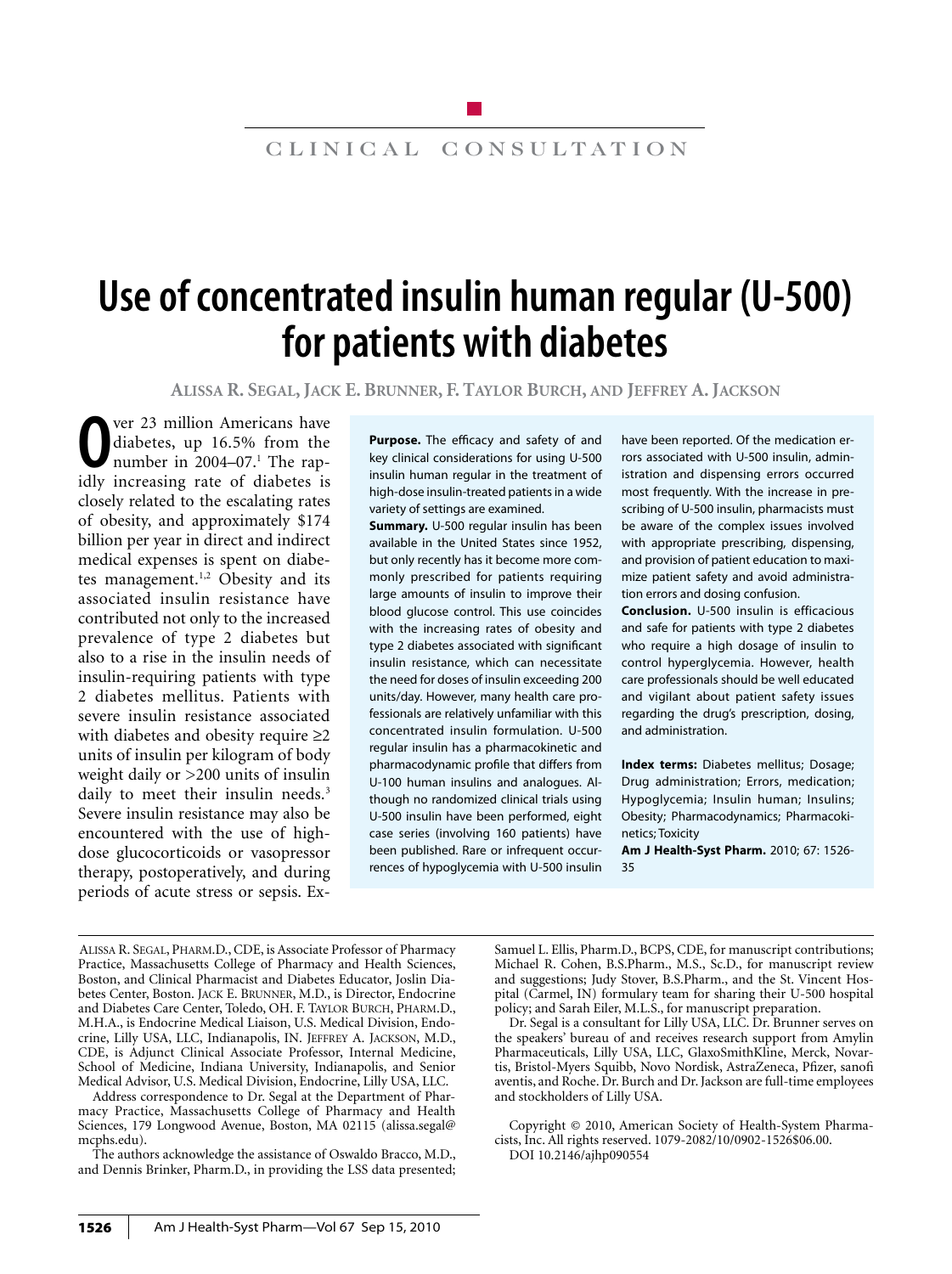CLINICAL CONSULTATION

# Use of concentrated insulin human regular (U-500) for patients with diabetes

**Alissa R. Segal, Jack E. Brunner, F. Taylor Burch, and Jeffrey A. Jackson**

**Purpose.** The efficacy and safety of and key clinical considerations for using U-500 insulin human regular in the treatment of high-dose insulin-treated patients in a wide variety of settings are examined.

**Summary.** U-500 regular insulin has been available in the United States since 1952, but only recently has it become more commonly prescribed for patients requiring large amounts of insulin to improve their blood glucose control. This use coincides with the increasing rates of obesity and type 2 diabetes associated with significant insulin resistance, which can necessitate the need for doses of insulin exceeding 200 units/day. However, many health care professionals are relatively unfamiliar with this concentrated insulin formulation. U-500 regular insulin has a pharmacokinetic and pharmacodynamic profile that differs from U-100 human insulins and analogues. Although no randomized clinical trials using U-500 insulin have been performed, eight case series (involving 160 patients) have been published. Rare or infrequent occurrences of hypoglycemia with U-500 insulin have been reported. Of the medication errors associated with U-500 insulin, administration and dispensing errors occurred most frequently. With the increase in prescribing of U-500 insulin, pharmacists must be aware of the complex issues involved with appropriate prescribing, dispensing, and provision of patient education to maximize patient safety and avoid administration errors and dosing confusion.

**Conclusion.** U-500 insulin is efficacious and safe for patients with type 2 diabetes who require a high dosage of insulin to control hyperglycemia. However, health care professionals should be well educated and vigilant about patient safety issues regarding the drug's prescription, dosing, and administration.

**Index terms:** Diabetes mellitus; Dosage; Drug administration; Errors, medication; Hypoglycemia; Insulin human; Insulins; Obesity; Pharmacodynamics; Pharmacokinetics; Toxicity

**Am J Health-Syst Pharm.** 2010; 67: 1526-35

Over 23 million Americans have diabetes, up 16.5% from the number in 2004–07.[1] The rapidly increasing rate of diabetes is closely related to the escalating rates of obesity, and approximately $174 billion per year in direct and indirect medical expenses is spent on diabetes management.[1,2] Obesity and its associated insulin resistance have contributed not only to the increased prevalence of type 2 diabetes but also to a rise in the insulin needs of insulin-requiring patients with type 2 diabetes mellitus. Patients with severe insulin resistance associated with diabetes and obesity require ≥2 units of insulin per kilogram of body weight daily or >200 units of insulin daily to meet their insulin needs.[3] Severe insulin resistance may also be encountered with the use of high-dose glucocorticoids or vasopressor therapy, postoperatively, and during periods of acute stress or sepsis. Ex-

---

Alissa R. Segal, Pharm.D., CDE, is Associate Professor of Pharmacy Practice, Massachusetts College of Pharmacy and Health Sciences, Boston, and Clinical Pharmacist and Diabetes Educator, Joslin Diabetes Center, Boston. Jack E. Brunner, M.D., is Director, Endocrine and Diabetes Care Center, Toledo, OH. F. Taylor Burch, Pharm.D., M.H.A., is Endocrine Medical Liaison, U.S. Medical Division, Endocrine, Lilly USA, LLC, Indianapolis, IN. Jeffrey A. Jackson, M.D., CDE, is Adjunct Clinical Associate Professor, Internal Medicine, School of Medicine, Indiana University, Indianapolis, and Senior Medical Advisor, U.S. Medical Division, Endocrine, Lilly USA, LLC.

Address correspondence to Dr. Segal at the Department of Pharmacy Practice, Massachusetts College of Pharmacy and Health Sciences, 179 Longwood Avenue, Boston, MA 02115 (alissa.segal@mcphs.edu).

The authors acknowledge the assistance of Oswaldo Bracco, M.D., and Dennis Brinker, Pharm.D., in providing the LSS data presented; Samuel L. Ellis, Pharm.D., BCPS, CDE, for manuscript contributions; Michael R. Cohen, B.S.Pharm., M.S., Sc.D., for manuscript review and suggestions; Judy Stover, B.S.Pharm., and the St. Vincent Hospital (Carmel, IN) formulary team for sharing their U-500 hospital policy; and Sarah Eiler, M.L.S., for manuscript preparation.

Dr. Segal is a consultant for Lilly USA, LLC. Dr. Brunner serves on the speakers' bureau of and receives research support from Amylin Pharmaceuticals, Lilly USA, LLC, GlaxoSmithKline, Merck, Novartis, Bristol-Myers Squibb, Novo Nordisk, AstraZeneca, Pfizer, sanofi aventis, and Roche. Dr. Burch and Dr. Jackson are full-time employees and stockholders of Lilly USA.

Copyright © 2010, American Society of Health-System Pharmacists, Inc. All rights reserved. 1079-2082/10/0902-1526$06.00.
DOI 10.2146/ajhp090554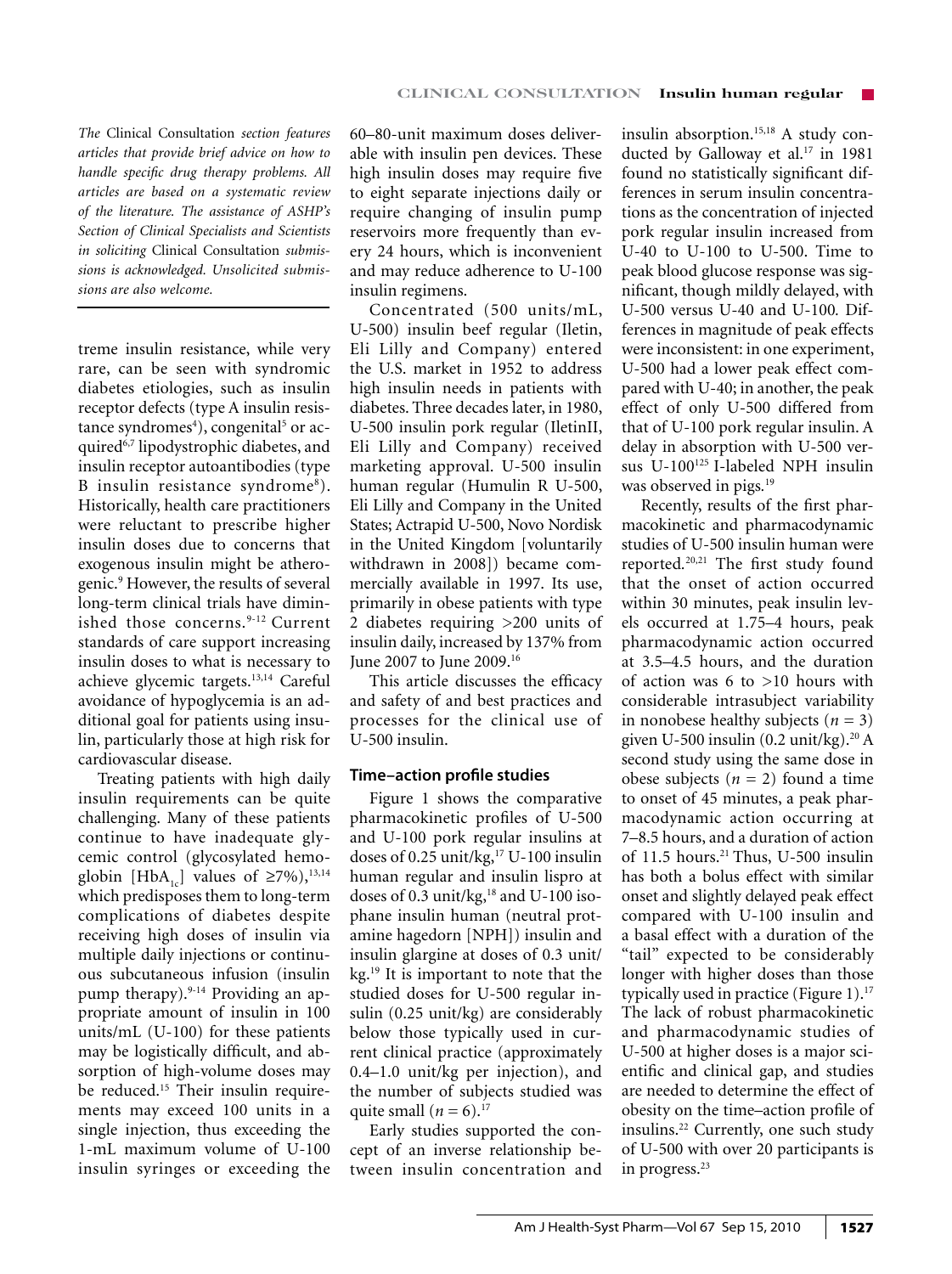*The* Clinical Consultation *section features articles that provide brief advice on how to handle specific drug therapy problems. All articles are based on a systematic review of the literature. The assistance of ASHP's Section of Clinical Specialists and Scientists in soliciting* Clinical Consultation *submissions is acknowledged. Unsolicited submissions are also welcome.*

treme insulin resistance, while very rare, can be seen with syndromic diabetes etiologies, such as insulin receptor defects (type A insulin resistance syndromes[4]), congenital[5] or acquired[6,7] lipodystrophic diabetes, and insulin receptor autoantibodies (type B insulin resistance syndrome[8]). Historically, health care practitioners were reluctant to prescribe higher insulin doses due to concerns that exogenous insulin might be atherogenic.[9] However, the results of several long-term clinical trials have diminished those concerns.[9-12] Current standards of care support increasing insulin doses to what is necessary to achieve glycemic targets.[13,14] Careful avoidance of hypoglycemia is an additional goal for patients using insulin, particularly those at high risk for cardiovascular disease.

Treating patients with high daily insulin requirements can be quite challenging. Many of these patients continue to have inadequate glycemic control (glycosylated hemoglobin [$HbA_{1c}$] values of ≥7%),[13,14] which predisposes them to long-term complications of diabetes despite receiving high doses of insulin via multiple daily injections or continuous subcutaneous infusion (insulin pump therapy).[9-14] Providing an appropriate amount of insulin in 100 units/mL (U-100) for these patients may be logistically difficult, and absorption of high-volume doses may be reduced.[15] Their insulin requirements may exceed 100 units in a single injection, thus exceeding the 1-mL maximum volume of U-100 insulin syringes or exceeding the 60–80-unit maximum doses deliverable with insulin pen devices. These high insulin doses may require five to eight separate injections daily or require changing of insulin pump reservoirs more frequently than every 24 hours, which is inconvenient and may reduce adherence to U-100 insulin regimens.

Concentrated (500 units/mL, U-500) insulin beef regular (Iletin, Eli Lilly and Company) entered the U.S. market in 1952 to address high insulin needs in patients with diabetes. Three decades later, in 1980, U-500 insulin pork regular (IletinII, Eli Lilly and Company) received marketing approval. U-500 insulin human regular (Humulin R U-500, Eli Lilly and Company in the United States; Actrapid U-500, Novo Nordisk in the United Kingdom [voluntarily withdrawn in 2008]) became commercially available in 1997. Its use, primarily in obese patients with type 2 diabetes requiring >200 units of insulin daily, increased by 137% from June 2007 to June 2009.[16]

This article discusses the efficacy and safety of and best practices and processes for the clinical use of U-500 insulin.

## Time–action profile studies

Figure 1 shows the comparative pharmacokinetic profiles of U-500 and U-100 pork regular insulins at doses of 0.25 unit/kg,[17] U-100 insulin human regular and insulin lispro at doses of 0.3 unit/kg,[18] and U-100 isophane insulin human (neutral protamine hagedorn [NPH]) insulin and insulin glargine at doses of 0.3 unit/kg.[19] It is important to note that the studied doses for U-500 regular insulin (0.25 unit/kg) are considerably below those typically used in current clinical practice (approximately 0.4–1.0 unit/kg per injection), and the number of subjects studied was quite small ($n = 6$).[17]

Early studies supported the concept of an inverse relationship between insulin concentration and insulin absorption.[15,18] A study conducted by Galloway et al.[17] in 1981 found no statistically significant differences in serum insulin concentrations as the concentration of injected pork regular insulin increased from U-40 to U-100 to U-500. Time to peak blood glucose response was significant, though mildly delayed, with U-500 versus U-40 and U-100. Differences in magnitude of peak effects were inconsistent: in one experiment, U-500 had a lower peak effect compared with U-40; in another, the peak effect of only U-500 differed from that of U-100 pork regular insulin. A delay in absorption with U-500 versus U-100 $^{125}$I-labeled NPH insulin was observed in pigs.[19]

Recently, results of the first pharmacokinetic and pharmacodynamic studies of U-500 insulin human were reported.[20,21] The first study found that the onset of action occurred within 30 minutes, peak insulin levels occurred at 1.75–4 hours, peak pharmacodynamic action occurred at 3.5–4.5 hours, and the duration of action was 6 to >10 hours with considerable intrasubject variability in nonobese healthy subjects ($n = 3$) given U-500 insulin (0.2 unit/kg).[20] A second study using the same dose in obese subjects ($n = 2$) found a time to onset of 45 minutes, a peak pharmacodynamic action occurring at 7–8.5 hours, and a duration of action of 11.5 hours.[21] Thus, U-500 insulin has both a bolus effect with similar onset and slightly delayed peak effect compared with U-100 insulin and a basal effect with a duration of the "tail" expected to be considerably longer with higher doses than those typically used in practice (Figure 1).[17] The lack of robust pharmacokinetic and pharmacodynamic studies of U-500 at higher doses is a major scientific and clinical gap, and studies are needed to determine the effect of obesity on the time–action profile of insulins.[22] Currently, one such study of U-500 with over 20 participants is in progress.[23]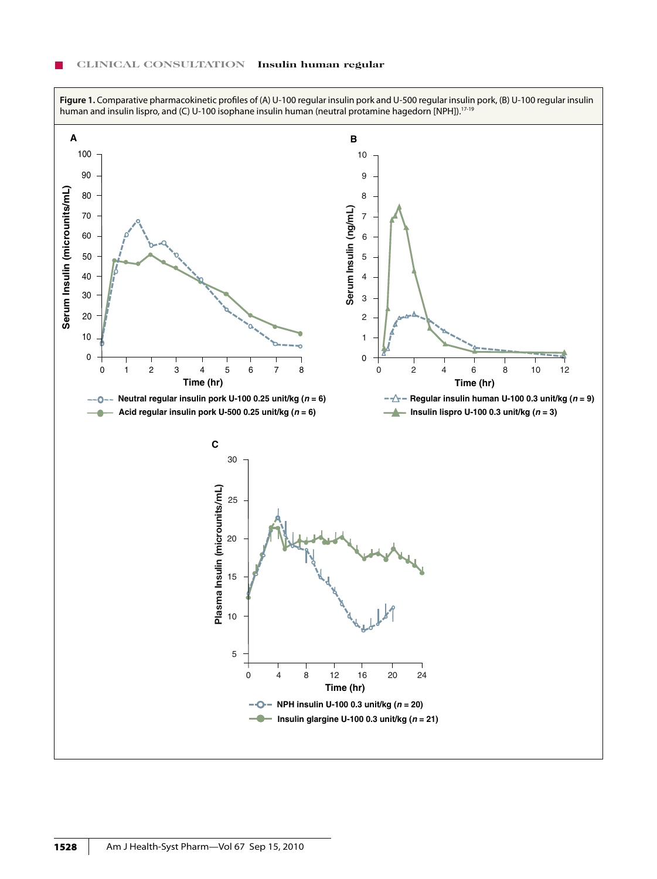**Figure 1.** Comparative pharmacokinetic profiles of (A) U-100 regular insulin pork and U-500 regular insulin pork, (B) U-100 regular insulin human and insulin lispro, and (C) U-100 isophane insulin human (neutral protamine hagedorn [NPH]).[17-19]

**A**

Serum Insulin (microunits/mL) vs. Time (hr)

- Neutral regular insulin pork U-100 0.25 unit/kg (*n* = 6)
- Acid regular insulin pork U-500 0.25 unit/kg (*n* = 6)

**B**

Serum Insulin (ng/mL) vs. Time (hr)

- Regular insulin human U-100 0.3 unit/kg (*n* = 9)
- Insulin lispro U-100 0.3 unit/kg (*n* = 3)

**C**

Plasma Insulin (microunits/mL) vs. Time (hr)

- NPH insulin U-100 0.3 unit/kg (*n* = 20)
- Insulin glargine U-100 0.3 unit/kg (*n* = 21)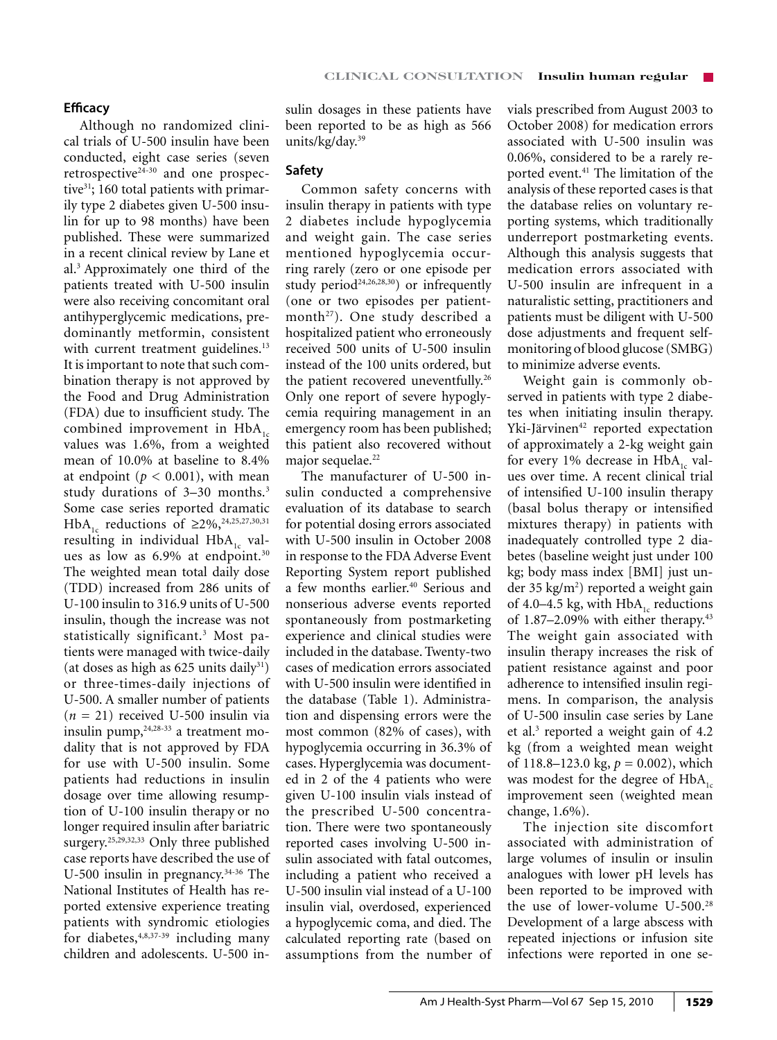### Efficacy

Although no randomized clinical trials of U-500 insulin have been conducted, eight case series (seven retrospective[24-30] and one prospective[31]; 160 total patients with primarily type 2 diabetes given U-500 insulin for up to 98 months) have been published. These were summarized in a recent clinical review by Lane et al.[3] Approximately one third of the patients treated with U-500 insulin were also receiving concomitant oral antihyperglycemic medications, predominantly metformin, consistent with current treatment guidelines.[13] It is important to note that such combination therapy is not approved by the Food and Drug Administration (FDA) due to insufficient study. The combined improvement in $HbA_{1c}$ values was 1.6%, from a weighted mean of 10.0% at baseline to 8.4% at endpoint ($p < 0.001$), with mean study durations of 3–30 months.[3] Some case series reported dramatic $HbA_{1c}$ reductions of ≥2%,[24,25,27,30,31] resulting in individual $HbA_{1c}$ values as low as 6.9% at endpoint.[30] The weighted mean total daily dose (TDD) increased from 286 units of U-100 insulin to 316.9 units of U-500 insulin, though the increase was not statistically significant.[3] Most patients were managed with twice-daily (at doses as high as 625 units daily[31]) or three-times-daily injections of U-500. A smaller number of patients ($n = 21$) received U-500 insulin via insulin pump,[24,28-33] a treatment modality that is not approved by FDA for use with U-500 insulin. Some patients had reductions in insulin dosage over time allowing resumption of U-100 insulin therapy or no longer required insulin after bariatric surgery.[25,29,32,33] Only three published case reports have described the use of U-500 insulin in pregnancy.[34-36] The National Institutes of Health has reported extensive experience treating patients with syndromic etiologies for diabetes,[4,8,37-39] including many children and adolescents. U-500 insulin dosages in these patients have been reported to be as high as 566 units/kg/day.[39]

### Safety

Common safety concerns with insulin therapy in patients with type 2 diabetes include hypoglycemia and weight gain. The case series mentioned hypoglycemia occurring rarely (zero or one episode per study period[24,26,28,30]) or infrequently (one or two episodes per patient-month[27]). One study described a hospitalized patient who erroneously received 500 units of U-500 insulin instead of the 100 units ordered, but the patient recovered uneventfully.[26] Only one report of severe hypoglycemia requiring management in an emergency room has been published; this patient also recovered without major sequelae.[22]

The manufacturer of U-500 insulin conducted a comprehensive evaluation of its database to search for potential dosing errors associated with U-500 insulin in October 2008 in response to the FDA Adverse Event Reporting System report published a few months earlier.[40] Serious and nonserious adverse events reported spontaneously from postmarketing experience and clinical studies were included in the database. Twenty-two cases of medication errors associated with U-500 insulin were identified in the database (Table 1). Administration and dispensing errors were the most common (82% of cases), with hypoglycemia occurring in 36.3% of cases. Hyperglycemia was documented in 2 of the 4 patients who were given U-100 insulin vials instead of the prescribed U-500 concentration. There were two spontaneously reported cases involving U-500 insulin associated with fatal outcomes, including a patient who received a U-500 insulin vial instead of a U-100 insulin vial, overdosed, experienced a hypoglycemic coma, and died. The calculated reporting rate (based on assumptions from the number of vials prescribed from August 2003 to October 2008) for medication errors associated with U-500 insulin was 0.06%, considered to be a rarely reported event.[41] The limitation of the analysis of these reported cases is that the database relies on voluntary reporting systems, which traditionally underreport postmarketing events. Although this analysis suggests that medication errors associated with U-500 insulin are infrequent in a naturalistic setting, practitioners and patients must be diligent with U-500 dose adjustments and frequent self-monitoring of blood glucose (SMBG) to minimize adverse events.

Weight gain is commonly observed in patients with type 2 diabetes when initiating insulin therapy. Yki-Järvinen[42] reported expectation of approximately a 2-kg weight gain for every 1% decrease in $HbA_{1c}$ values over time. A recent clinical trial of intensified U-100 insulin therapy (basal bolus therapy or intensified mixtures therapy) in patients with inadequately controlled type 2 diabetes (baseline weight just under 100 kg; body mass index [BMI] just under 35 kg/m$^2$) reported a weight gain of 4.0–4.5 kg, with $HbA_{1c}$ reductions of 1.87–2.09% with either therapy.[43] The weight gain associated with insulin therapy increases the risk of patient resistance against and poor adherence to intensified insulin regimens. In comparison, the analysis of U-500 insulin case series by Lane et al.[3] reported a weight gain of 4.2 kg (from a weighted mean weight of 118.8–123.0 kg, $p = 0.002$), which was modest for the degree of $HbA_{1c}$ improvement seen (weighted mean change, 1.6%).

The injection site discomfort associated with administration of large volumes of insulin or insulin analogues with lower pH levels has been reported to be improved with the use of lower-volume U-500.[28] Development of a large abscess with repeated injections or infusion site infections were reported in one se-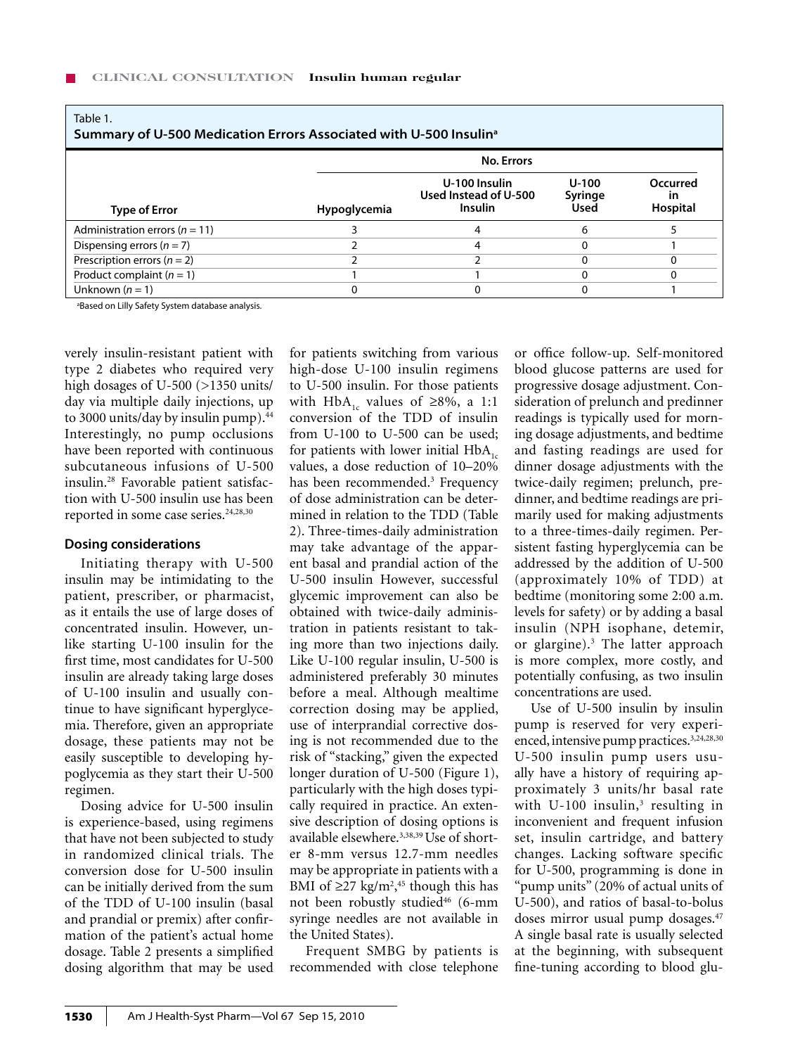Table 1.
**Summary of U-500 Medication Errors Associated with U-500 Insulin[a]**

| Type of Error | No. Errors | | | |
|---|---|---|---|---|
| | Hypoglycemia | U-100 Insulin Used Instead of U-500 Insulin | U-100 Syringe Used | Occurred in Hospital |
| Administration errors ($n = 11$) | 3 | 4 | 6 | 5 |
| Dispensing errors ($n = 7$) | 2 | 4 | 0 | 1 |
| Prescription errors ($n = 2$) | 2 | 2 | 0 | 0 |
| Product complaint ($n = 1$) | 1 | 1 | 0 | 0 |
| Unknown ($n = 1$) | 0 | 0 | 0 | 1 |

[a]Based on Lilly Safety System database analysis.

verely insulin-resistant patient with type 2 diabetes who required very high dosages of U-500 (>1350 units/day via multiple daily injections, up to 3000 units/day by insulin pump).[44] Interestingly, no pump occlusions have been reported with continuous subcutaneous infusions of U-500 insulin.[28] Favorable patient satisfaction with U-500 insulin use has been reported in some case series.[24,28,30]

## Dosing considerations

Initiating therapy with U-500 insulin may be intimidating to the patient, prescriber, or pharmacist, as it entails the use of large doses of concentrated insulin. However, unlike starting U-100 insulin for the first time, most candidates for U-500 insulin are already taking large doses of U-100 insulin and usually continue to have significant hyperglycemia. Therefore, given an appropriate dosage, these patients may not be easily susceptible to developing hypoglycemia as they start their U-500 regimen.

Dosing advice for U-500 insulin is experience-based, using regimens that have not been subjected to study in randomized clinical trials. The conversion dose for U-500 insulin can be initially derived from the sum of the TDD of U-100 insulin (basal and prandial or premix) after confirmation of the patient's actual home dosage. Table 2 presents a simplified dosing algorithm that may be used for patients switching from various high-dose U-100 insulin regimens to U-500 insulin. For those patients with $HbA_{1c}$ values of ≥8%, a 1:1 conversion of the TDD of insulin from U-100 to U-500 can be used; for patients with lower initial $HbA_{1c}$ values, a dose reduction of 10–20% has been recommended.[3] Frequency of dose administration can be determined in relation to the TDD (Table 2). Three-times-daily administration may take advantage of the apparent basal and prandial action of the U-500 insulin However, successful glycemic improvement can also be obtained with twice-daily administration in patients resistant to taking more than two injections daily. Like U-100 regular insulin, U-500 is administered preferably 30 minutes before a meal. Although mealtime correction dosing may be applied, use of interprandial corrective dosing is not recommended due to the risk of "stacking," given the expected longer duration of U-500 (Figure 1), particularly with the high doses typically required in practice. An extensive description of dosing options is available elsewhere.[3,38,39] Use of shorter 8-mm versus 12.7-mm needles may be appropriate in patients with a BMI of ≥27 kg/m[2],[45] though this has not been robustly studied[46] (6-mm syringe needles are not available in the United States).

Frequent SMBG by patients is recommended with close telephone or office follow-up. Self-monitored blood glucose patterns are used for progressive dosage adjustment. Consideration of prelunch and predinner readings is typically used for morning dosage adjustments, and bedtime and fasting readings are used for dinner dosage adjustments with the twice-daily regimen; prelunch, predinner, and bedtime readings are primarily used for making adjustments to a three-times-daily regimen. Persistent fasting hyperglycemia can be addressed by the addition of U-500 (approximately 10% of TDD) at bedtime (monitoring some 2:00 a.m. levels for safety) or by adding a basal insulin (NPH isophane, detemir, or glargine).[3] The latter approach is more complex, more costly, and potentially confusing, as two insulin concentrations are used.

Use of U-500 insulin by insulin pump is reserved for very experienced, intensive pump practices.[3,24,28,30] U-500 insulin pump users usually have a history of requiring approximately 3 units/hr basal rate with U-100 insulin,[3] resulting in inconvenient and frequent infusion set, insulin cartridge, and battery changes. Lacking software specific for U-500, programming is done in "pump units" (20% of actual units of U-500), and ratios of basal-to-bolus doses mirror usual pump dosages.[47] A single basal rate is usually selected at the beginning, with subsequent fine-tuning according to blood glu-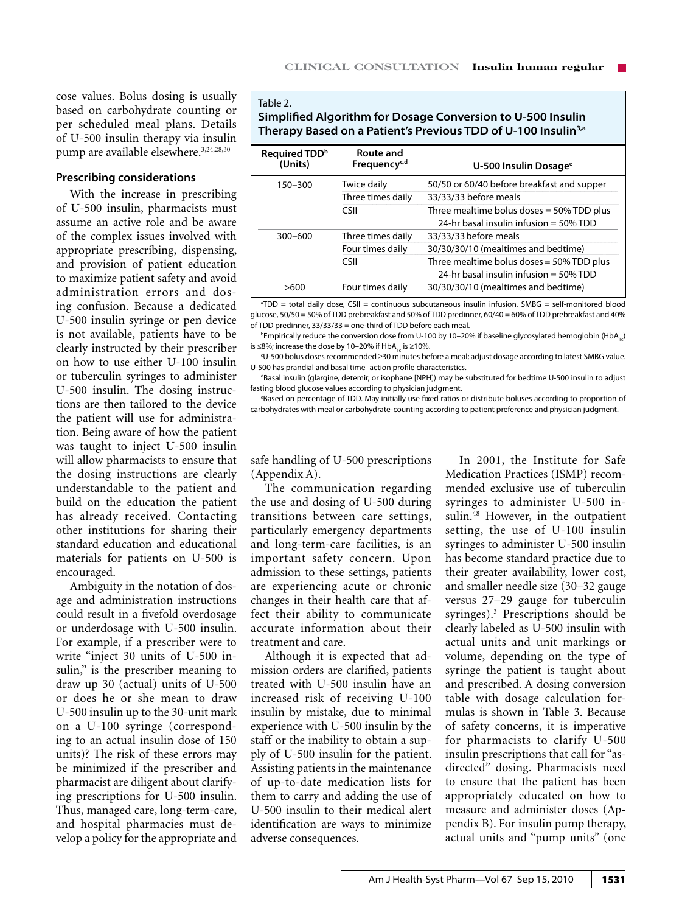cose values. Bolus dosing is usually based on carbohydrate counting or per scheduled meal plans. Details of U-500 insulin therapy via insulin pump are available elsewhere.[3,24,28,30]

### Prescribing considerations

With the increase in prescribing of U-500 insulin, pharmacists must assume an active role and be aware of the complex issues involved with appropriate prescribing, dispensing, and provision of patient education to maximize patient safety and avoid administration errors and dosing confusion. Because a dedicated U-500 insulin syringe or pen device is not available, patients have to be clearly instructed by their prescriber on how to use either U-100 insulin or tuberculin syringes to administer U-500 insulin. The dosing instructions are then tailored to the device the patient will use for administration. Being aware of how the patient was taught to inject U-500 insulin will allow pharmacists to ensure that the dosing instructions are clearly understandable to the patient and build on the education the patient has already received. Contacting other institutions for sharing their standard education and educational materials for patients on U-500 is encouraged.

Ambiguity in the notation of dosage and administration instructions could result in a fivefold overdosage or underdosage with U-500 insulin. For example, if a prescriber were to write "inject 30 units of U-500 insulin," is the prescriber meaning to draw up 30 (actual) units of U-500 or does he or she mean to draw U-500 insulin up to the 30-unit mark on a U-100 syringe (corresponding to an actual insulin dose of 150 units)? The risk of these errors may be minimized if the prescriber and pharmacist are diligent about clarifying prescriptions for U-500 insulin. Thus, managed care, long-term-care, and hospital pharmacies must develop a policy for the appropriate and safe handling of U-500 prescriptions (Appendix A).

The communication regarding the use and dosing of U-500 during transitions between care settings, particularly emergency departments and long-term-care facilities, is an important safety concern. Upon admission to these settings, patients are experiencing acute or chronic changes in their health care that affect their ability to communicate accurate information about their treatment and care.

Although it is expected that admission orders are clarified, patients treated with U-500 insulin have an increased risk of receiving U-100 insulin by mistake, due to minimal experience with U-500 insulin by the staff or the inability to obtain a supply of U-500 insulin for the patient. Assisting patients in the maintenance of up-to-date medication lists for them to carry and adding the use of U-500 insulin to their medical alert identification are ways to minimize adverse consequences.

Table 2.
**Simplified Algorithm for Dosage Conversion to U-500 Insulin Therapy Based on a Patient's Previous TDD of U-100 Insulin[3,a]**

| Required TDD[b] (Units) | Route and Frequency[c,d] | U-500 Insulin Dosage[e] |
|---|---|---|
| 150–300 | Twice daily | 50/50 or 60/40 before breakfast and supper |
| | Three times daily | 33/33/33 before meals |
| | CSII | Three mealtime bolus doses = 50% TDD plus 24-hr basal insulin infusion = 50% TDD |
| 300–600 | Three times daily | 33/33/33 before meals |
| | Four times daily | 30/30/30/10 (mealtimes and bedtime) |
| | CSII | Three mealtime bolus doses = 50% TDD plus 24-hr basal insulin infusion = 50% TDD |
| >600 | Four times daily | 30/30/30/10 (mealtimes and bedtime) |

[a]TDD = total daily dose, CSII = continuous subcutaneous insulin infusion, SMBG = self-monitored blood glucose, 50/50 = 50% of TDD prebreakfast and 50% of TDD predinner, 60/40 = 60% of TDD prebreakfast and 40% of TDD predinner, 33/33/33 = one-third of TDD before each meal.

[b]Empirically reduce the conversion dose from U-100 by 10–20% if baseline glycosylated hemoglobin ($HbA_{1c}$) is ≤8%; increase the dose by 10–20% if $HbA_{1c}$ is ≥10%.

[c]U-500 bolus doses recommended ≥30 minutes before a meal; adjust dosage according to latest SMBG value. U-500 has prandial and basal time–action profile characteristics.

[d]Basal insulin (glargine, detemir, or isophane [NPH]) may be substituted for bedtime U-500 insulin to adjust fasting blood glucose values according to physician judgment.

[e]Based on percentage of TDD. May initially use fixed ratios or distribute boluses according to proportion of carbohydrates with meal or carbohydrate-counting according to patient preference and physician judgment.

In 2001, the Institute for Safe Medication Practices (ISMP) recommended exclusive use of tuberculin syringes to administer U-500 insulin.[48] However, in the outpatient setting, the use of U-100 insulin syringes to administer U-500 insulin has become standard practice due to their greater availability, lower cost, and smaller needle size (30–32 gauge versus 27–29 gauge for tuberculin syringes).[3] Prescriptions should be clearly labeled as U-500 insulin with actual units and unit markings or volume, depending on the type of syringe the patient is taught about and prescribed. A dosing conversion table with dosage calculation formulas is shown in Table 3. Because of safety concerns, it is imperative for pharmacists to clarify U-500 insulin prescriptions that call for "as-directed" dosing. Pharmacists need to ensure that the patient has been appropriately educated on how to measure and administer doses (Appendix B). For insulin pump therapy, actual units and "pump units" (one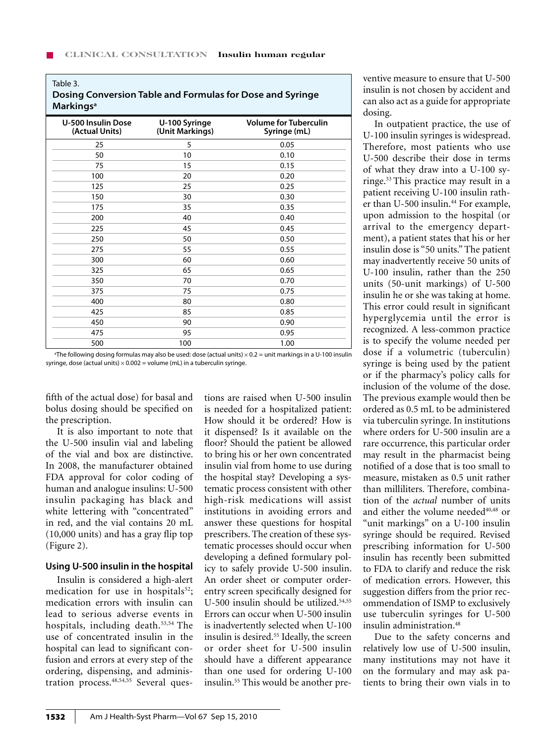Table 3.
**Dosing Conversion Table and Formulas for Dose and Syringe Markings[a]**

| U-500 Insulin Dose (Actual Units) | U-100 Syringe (Unit Markings) | Volume for Tuberculin Syringe (mL) |
| --- | --- | --- |
| 25 | 5 | 0.05 |
| 50 | 10 | 0.10 |
| 75 | 15 | 0.15 |
| 100 | 20 | 0.20 |
| 125 | 25 | 0.25 |
| 150 | 30 | 0.30 |
| 175 | 35 | 0.35 |
| 200 | 40 | 0.40 |
| 225 | 45 | 0.45 |
| 250 | 50 | 0.50 |
| 275 | 55 | 0.55 |
| 300 | 60 | 0.60 |
| 325 | 65 | 0.65 |
| 350 | 70 | 0.70 |
| 375 | 75 | 0.75 |
| 400 | 80 | 0.80 |
| 425 | 85 | 0.85 |
| 450 | 90 | 0.90 |
| 475 | 95 | 0.95 |
| 500 | 100 | 1.00 |

[a]The following dosing formulas may also be used: dose (actual units) $\times$ 0.2 = unit markings in a U-100 insulin syringe, dose (actual units) $\times$ 0.002 = volume (mL) in a tuberculin syringe.

fifth of the actual dose) for basal and bolus dosing should be specified on the prescription.

It is also important to note that the U-500 insulin vial and labeling of the vial and box are distinctive. In 2008, the manufacturer obtained FDA approval for color coding of human and analogue insulins: U-500 insulin packaging has black and white lettering with "concentrated" in red, and the vial contains 20 mL (10,000 units) and has a gray flip top (Figure 2).

### Using U-500 insulin in the hospital

Insulin is considered a high-alert medication for use in hospitals[52]; medication errors with insulin can lead to serious adverse events in hospitals, including death.[53,54] The use of concentrated insulin in the hospital can lead to significant confusion and errors at every step of the ordering, dispensing, and administration process.[48,54,55] Several questions are raised when U-500 insulin is needed for a hospitalized patient: How should it be ordered? How is it dispensed? Is it available on the floor? Should the patient be allowed to bring his or her own concentrated insulin vial from home to use during the hospital stay? Developing a systematic process consistent with other high-risk medications will assist institutions in avoiding errors and answer these questions for hospital prescribers. The creation of these systematic processes should occur when developing a defined formulary policy to safely provide U-500 insulin. An order sheet or computer order-entry screen specifically designed for U-500 insulin should be utilized.[54,55] Errors can occur when U-500 insulin is inadvertently selected when U-100 insulin is desired.[55] Ideally, the screen or order sheet for U-500 insulin should have a different appearance than one used for ordering U-100 insulin.[55] This would be another preventive measure to ensure that U-500 insulin is not chosen by accident and can also act as a guide for appropriate dosing.

In outpatient practice, the use of U-100 insulin syringes is widespread. Therefore, most patients who use U-500 describe their dose in terms of what they draw into a U-100 syringe.[33] This practice may result in a patient receiving U-100 insulin rather than U-500 insulin.[44] For example, upon admission to the hospital (or arrival to the emergency department), a patient states that his or her insulin dose is "50 units." The patient may inadvertently receive 50 units of U-100 insulin, rather than the 250 units (50-unit markings) of U-500 insulin he or she was taking at home. This error could result in significant hyperglycemia until the error is recognized. A less-common practice is to specify the volume needed per dose if a volumetric (tuberculin) syringe is being used by the patient or if the pharmacy's policy calls for inclusion of the volume of the dose. The previous example would then be ordered as 0.5 mL to be administered via tuberculin syringe. In institutions where orders for U-500 insulin are a rare occurrence, this particular order may result in the pharmacist being notified of a dose that is too small to measure, mistaken as 0.5 unit rather than milliliters. Therefore, combination of the *actual* number of units and either the volume needed[40,48] or "unit markings" on a U-100 insulin syringe should be required. Revised prescribing information for U-500 insulin has recently been submitted to FDA to clarify and reduce the risk of medication errors. However, this suggestion differs from the prior recommendation of ISMP to exclusively use tuberculin syringes for U-500 insulin administration.[48]

Due to the safety concerns and relatively low use of U-500 insulin, many institutions may not have it on the formulary and may ask patients to bring their own vials in to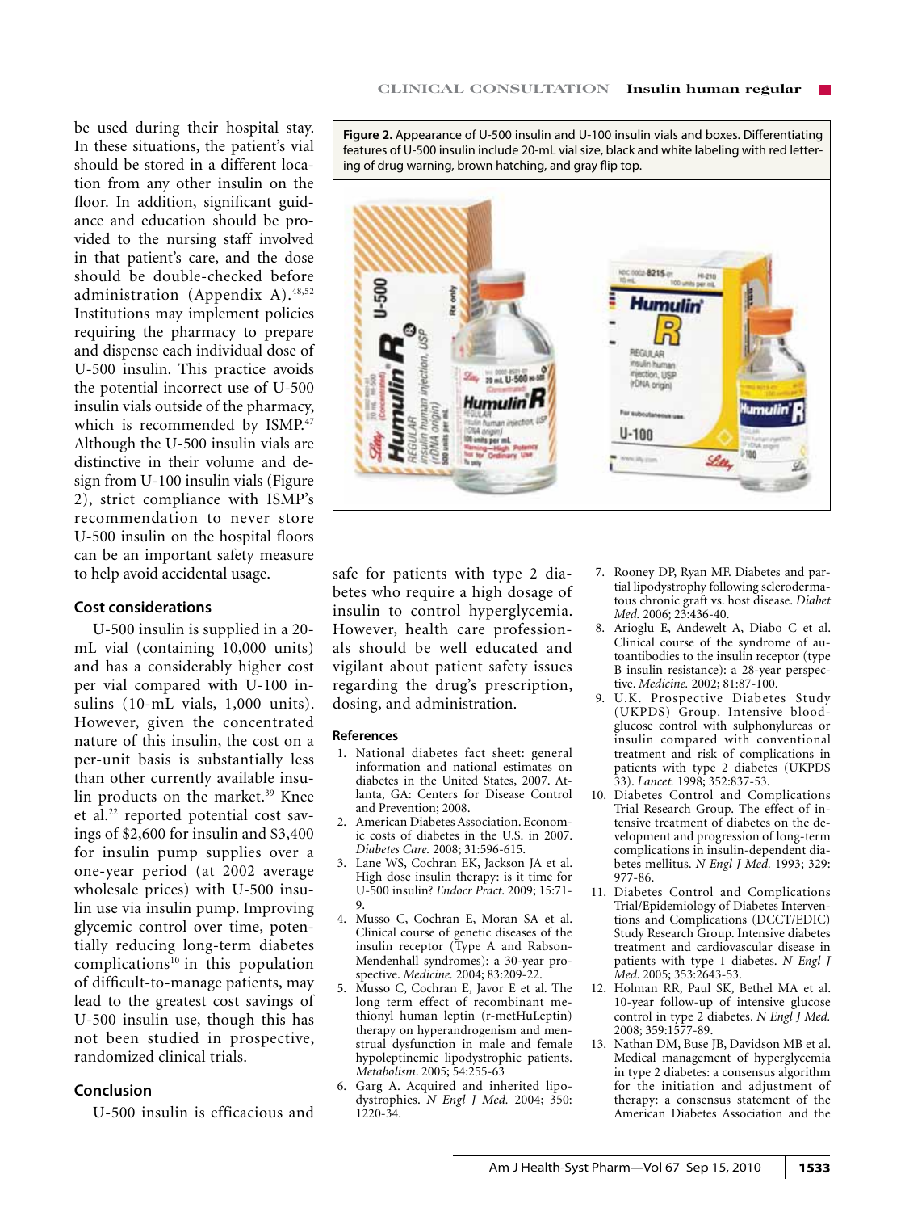be used during their hospital stay. In these situations, the patient's vial should be stored in a different location from any other insulin on the floor. In addition, significant guidance and education should be provided to the nursing staff involved in that patient's care, and the dose should be double-checked before administration (Appendix A).[48,52] Institutions may implement policies requiring the pharmacy to prepare and dispense each individual dose of U-500 insulin. This practice avoids the potential incorrect use of U-500 insulin vials outside of the pharmacy, which is recommended by ISMP.[47] Although the U-500 insulin vials are distinctive in their volume and design from U-100 insulin vials (Figure 2), strict compliance with ISMP's recommendation to never store U-500 insulin on the hospital floors can be an important safety measure to help avoid accidental usage.

**Figure 2.** Appearance of U-500 insulin and U-100 insulin vials and boxes. Differentiating features of U-500 insulin include 20-mL vial size, black and white labeling with red lettering of drug warning, brown hatching, and gray flip top.

### Cost considerations

U-500 insulin is supplied in a 20-mL vial (containing 10,000 units) and has a considerably higher cost per vial compared with U-100 insulins (10-mL vials, 1,000 units). However, given the concentrated nature of this insulin, the cost on a per-unit basis is substantially less than other currently available insulin products on the market.[39] Knee et al.[22] reported potential cost savings of $2,600 for insulin and $3,400 for insulin pump supplies over a one-year period (at 2002 average wholesale prices) with U-500 insulin use via insulin pump. Improving glycemic control over time, potentially reducing long-term diabetes complications[10] in this population of difficult-to-manage patients, may lead to the greatest cost savings of U-500 insulin use, though this has not been studied in prospective, randomized clinical trials.

### Conclusion

U-500 insulin is efficacious and safe for patients with type 2 diabetes who require a high dosage of insulin to control hyperglycemia. However, health care professionals should be well educated and vigilant about patient safety issues regarding the drug's prescription, dosing, and administration.

### References

1. National diabetes fact sheet: general information and national estimates on diabetes in the United States, 2007. Atlanta, GA: Centers for Disease Control and Prevention; 2008.
2. American Diabetes Association. Economic costs of diabetes in the U.S. in 2007. *Diabetes Care.* 2008; 31:596-615.
3. Lane WS, Cochran EK, Jackson JA et al. High dose insulin therapy: is it time for U-500 insulin? *Endocr Pract.* 2009; 15:71-9.
4. Musso C, Cochran E, Moran SA et al. Clinical course of genetic diseases of the insulin receptor (Type A and Rabson-Mendenhall syndromes): a 30-year prospective. *Medicine.* 2004; 83:209-22.
5. Musso C, Cochran E, Javor E et al. The long term effect of recombinant methionyl human leptin (r-metHuLeptin) therapy on hyperandrogenism and menstrual dysfunction in male and female hypoleptinemic lipodystrophic patients. *Metabolism.* 2005; 54:255-63
6. Garg A. Acquired and inherited lipodystrophies. *N Engl J Med.* 2004; 350: 1220-34.
7. Rooney DP, Ryan MF. Diabetes and partial lipodystrophy following sclerodermatous chronic graft vs. host disease. *Diabet Med.* 2006; 23:436-40.
8. Arioglu E, Andewelt A, Diabo C et al. Clinical course of the syndrome of autoantibodies to the insulin receptor (type B insulin resistance): a 28-year perspective. *Medicine.* 2002; 81:87-100.
9. U.K. Prospective Diabetes Study (UKPDS) Group. Intensive blood-glucose control with sulphonylureas or insulin compared with conventional treatment and risk of complications in patients with type 2 diabetes (UKPDS 33). *Lancet.* 1998; 352:837-53.
10. Diabetes Control and Complications Trial Research Group. The effect of intensive treatment of diabetes on the development and progression of long-term complications in insulin-dependent diabetes mellitus. *N Engl J Med.* 1993; 329: 977-86.
11. Diabetes Control and Complications Trial/Epidemiology of Diabetes Interventions and Complications (DCCT/EDIC) Study Research Group. Intensive diabetes treatment and cardiovascular disease in patients with type 1 diabetes. *N Engl J Med.* 2005; 353:2643-53.
12. Holman RR, Paul SK, Bethel MA et al. 10-year follow-up of intensive glucose control in type 2 diabetes. *N Engl J Med.* 2008; 359:1577-89.
13. Nathan DM, Buse JB, Davidson MB et al. Medical management of hyperglycemia in type 2 diabetes: a consensus algorithm for the initiation and adjustment of therapy: a consensus statement of the American Diabetes Association and the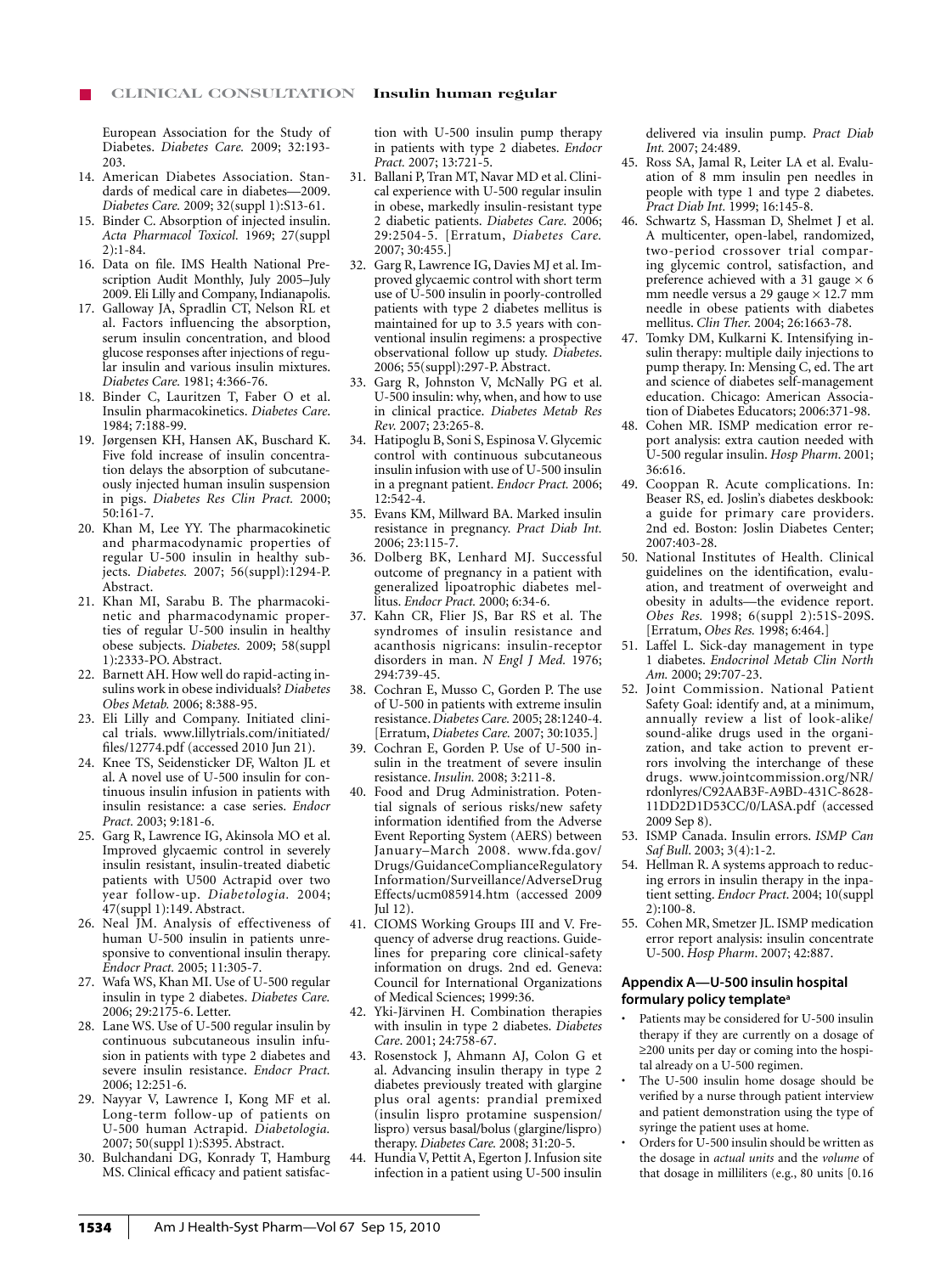European Association for the Study of Diabetes. *Diabetes Care.* 2009; 32:193-203.

14. American Diabetes Association. Standards of medical care in diabetes—2009. *Diabetes Care.* 2009; 32(suppl 1):S13-61.
15. Binder C. Absorption of injected insulin. *Acta Pharmacol Toxicol.* 1969; 27(suppl 2):1-84.
16. Data on file. IMS Health National Prescription Audit Monthly, July 2005–July 2009. Eli Lilly and Company, Indianapolis.
17. Galloway JA, Spradlin CT, Nelson RL et al. Factors influencing the absorption, serum insulin concentration, and blood glucose responses after injections of regular insulin and various insulin mixtures. *Diabetes Care.* 1981; 4:366-76.
18. Binder C, Lauritzen T, Faber O et al. Insulin pharmacokinetics. *Diabetes Care.* 1984; 7:188-99.
19. Jørgensen KH, Hansen AK, Buschard K. Five fold increase of insulin concentration delays the absorption of subcutaneously injected human insulin suspension in pigs. *Diabetes Res Clin Pract.* 2000; 50:161-7.
20. Khan M, Lee YY. The pharmacokinetic and pharmacodynamic properties of regular U-500 insulin in healthy subjects. *Diabetes.* 2007; 56(suppl):1294-P. Abstract.
21. Khan MI, Sarabu B. The pharmacokinetic and pharmacodynamic properties of regular U-500 insulin in healthy obese subjects. *Diabetes.* 2009; 58(suppl 1):2333-PO. Abstract.
22. Barnett AH. How well do rapid-acting insulins work in obese individuals? *Diabetes Obes Metab.* 2006; 8:388-95.
23. Eli Lilly and Company. Initiated clinical trials. www.lillytrials.com/initiated/files/12774.pdf (accessed 2010 Jun 21).
24. Knee TS, Seidensticker DF, Walton JL et al. A novel use of U-500 insulin for continuous insulin infusion in patients with insulin resistance: a case series. *Endocr Pract.* 2003; 9:181-6.
25. Garg R, Lawrence IG, Akinsola MO et al. Improved glycaemic control in severely insulin resistant, insulin-treated diabetic patients with U500 Actrapid over two year follow-up. *Diabetologia.* 2004; 47(suppl 1):149. Abstract.
26. Neal JM. Analysis of effectiveness of human U-500 insulin in patients unresponsive to conventional insulin therapy. *Endocr Pract.* 2005; 11:305-7.
27. Wafa WS, Khan MI. Use of U-500 regular insulin in type 2 diabetes. *Diabetes Care.* 2006; 29:2175-6. Letter.
28. Lane WS. Use of U-500 regular insulin by continuous subcutaneous insulin infusion in patients with type 2 diabetes and severe insulin resistance. *Endocr Pract.* 2006; 12:251-6.
29. Nayyar V, Lawrence I, Kong MF et al. Long-term follow-up of patients on U-500 human Actrapid. *Diabetologia.* 2007; 50(suppl 1):S395. Abstract.
30. Bulchandani DG, Konrady T, Hamburg MS. Clinical efficacy and patient satisfaction with U-500 insulin pump therapy in patients with type 2 diabetes. *Endocr Pract.* 2007; 13:721-5.
31. Ballani P, Tran MT, Navar MD et al. Clinical experience with U-500 regular insulin in obese, markedly insulin-resistant type 2 diabetic patients. *Diabetes Care.* 2006; 29:2504-5. [Erratum, *Diabetes Care.* 2007; 30:455.]
32. Garg R, Lawrence IG, Davies MJ et al. Improved glycaemic control with short term use of U-500 insulin in poorly-controlled patients with type 2 diabetes mellitus is maintained for up to 3.5 years with conventional insulin regimens: a prospective observational follow up study. *Diabetes.* 2006; 55(suppl):297-P. Abstract.
33. Garg R, Johnston V, McNally PG et al. U-500 insulin: why, when, and how to use in clinical practice. *Diabetes Metab Res Rev.* 2007; 23:265-8.
34. Hatipoglu B, Soni S, Espinosa V. Glycemic control with continuous subcutaneous insulin infusion with use of U-500 insulin in a pregnant patient. *Endocr Pract.* 2006; 12:542-4.
35. Evans KM, Millward BA. Marked insulin resistance in pregnancy. *Pract Diab Int.* 2006; 23:115-7.
36. Dolberg BK, Lenhard MJ. Successful outcome of pregnancy in a patient with generalized lipoatrophic diabetes mellitus. *Endocr Pract.* 2000; 6:34-6.
37. Kahn CR, Flier JS, Bar RS et al. The syndromes of insulin resistance and acanthosis nigricans: insulin-receptor disorders in man. *N Engl J Med.* 1976; 294:739-45.
38. Cochran E, Musso C, Gorden P. The use of U-500 in patients with extreme insulin resistance. *Diabetes Care.* 2005; 28:1240-4. [Erratum, *Diabetes Care.* 2007; 30:1035.]
39. Cochran E, Gorden P. Use of U-500 insulin in the treatment of severe insulin resistance. *Insulin.* 2008; 3:211-8.
40. Food and Drug Administration. Potential signals of serious risks/new safety information identified from the Adverse Event Reporting System (AERS) between January–March 2008. www.fda.gov/Drugs/GuidanceComplianceRegulatoryInformation/Surveillance/AdverseDrugEffects/ucm085914.htm (accessed 2009 Jul 12).
41. CIOMS Working Groups III and V. Frequency of adverse drug reactions. Guidelines for preparing core clinical-safety information on drugs. 2nd ed. Geneva: Council for International Organizations of Medical Sciences; 1999:36.
42. Yki-Järvinen H. Combination therapies with insulin in type 2 diabetes. *Diabetes Care.* 2001; 24:758-67.
43. Rosenstock J, Ahmann AJ, Colon G et al. Advancing insulin therapy in type 2 diabetes previously treated with glargine plus oral agents: prandial premixed (insulin lispro protamine suspension/lispro) versus basal/bolus (glargine/lispro) therapy. *Diabetes Care.* 2008; 31:20-5.
44. Hundia V, Pettit A, Egerton J. Infusion site infection in a patient using U-500 insulin delivered via insulin pump. *Pract Diab Int.* 2007; 24:489.
45. Ross SA, Jamal R, Leiter LA et al. Evaluation of 8 mm insulin pen needles in people with type 1 and type 2 diabetes. *Pract Diab Int.* 1999; 16:145-8.
46. Schwartz S, Hassman D, Shelmet J et al. A multicenter, open-label, randomized, two-period crossover trial comparing glycemic control, satisfaction, and preference achieved with a 31 gauge × 6 mm needle versus a 29 gauge × 12.7 mm needle in obese patients with diabetes mellitus. *Clin Ther.* 2004; 26:1663-78.
47. Tomky DM, Kulkarni K. Intensifying insulin therapy: multiple daily injections to pump therapy. In: Mensing C, ed. The art and science of diabetes self-management education. Chicago: American Association of Diabetes Educators; 2006:371-98.
48. Cohen MR. ISMP medication error report analysis: extra caution needed with U-500 regular insulin. *Hosp Pharm.* 2001; 36:616.
49. Cooppan R. Acute complications. In: Beaser RS, ed. Joslin's diabetes deskbook: a guide for primary care providers. 2nd ed. Boston: Joslin Diabetes Center; 2007:403-28.
50. National Institutes of Health. Clinical guidelines on the identification, evaluation, and treatment of overweight and obesity in adults—the evidence report. *Obes Res.* 1998; 6(suppl 2):51S-209S. [Erratum, *Obes Res.* 1998; 6:464.]
51. Laffel L. Sick-day management in type 1 diabetes. *Endocrinol Metab Clin North Am.* 2000; 29:707-23.
52. Joint Commission. National Patient Safety Goal: identify and, at a minimum, annually review a list of look-alike/sound-alike drugs used in the organization, and take action to prevent errors involving the interchange of these drugs. www.jointcommission.org/NR/rdonlyres/C92AAB3F-A9BD-431C-8628-11DD2D1D53CC/0/LASA.pdf (accessed 2009 Sep 8).
53. ISMP Canada. Insulin errors. *ISMP Can Saf Bull.* 2003; 3(4):1-2.
54. Hellman R. A systems approach to reducing errors in insulin therapy in the inpatient setting. *Endocr Pract.* 2004; 10(suppl 2):100-8.
55. Cohen MR, Smetzer JL. ISMP medication error report analysis: insulin concentrate U-500. *Hosp Pharm.* 2007; 42:887.

### Appendix A—U-500 insulin hospital formulary policy template[a]

- Patients may be considered for U-500 insulin therapy if they are currently on a dosage of ≥200 units per day or coming into the hospital already on a U-500 regimen.
- The U-500 insulin home dosage should be verified by a nurse through patient interview and patient demonstration using the type of syringe the patient uses at home.
- Orders for U-500 insulin should be written as the dosage in *actual units* and the *volume* of that dosage in milliliters (e.g., 80 units [0.16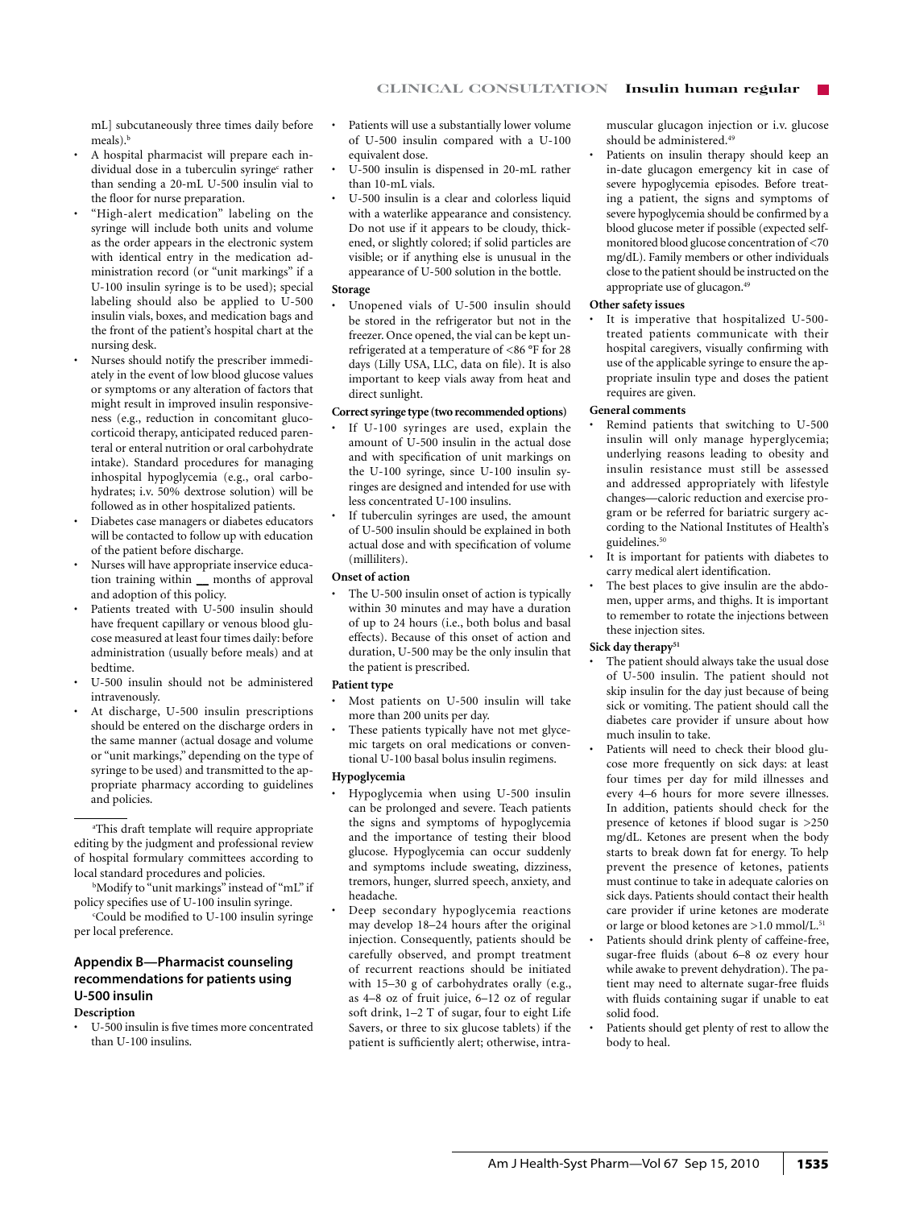mL] subcutaneously three times daily before meals).[b]

- A hospital pharmacist will prepare each individual dose in a tuberculin syringe[c] rather than sending a 20-mL U-500 insulin vial to the floor for nurse preparation.
- "High-alert medication" labeling on the syringe will include both units and volume as the order appears in the electronic system with identical entry in the medication administration record (or "unit markings" if a U-100 insulin syringe is to be used); special labeling should also be applied to U-500 insulin vials, boxes, and medication bags and the front of the patient's hospital chart at the nursing desk.
- Nurses should notify the prescriber immediately in the event of low blood glucose values or symptoms or any alteration of factors that might result in improved insulin responsiveness (e.g., reduction in concomitant glucocorticoid therapy, anticipated reduced parenteral or enteral nutrition or oral carbohydrate intake). Standard procedures for managing inhospital hypoglycemia (e.g., oral carbohydrates; i.v. 50% dextrose solution) will be followed as in other hospitalized patients.
- Diabetes case managers or diabetes educators will be contacted to follow up with education of the patient before discharge.
- Nurses will have appropriate inservice education training within __ months of approval and adoption of this policy.
- Patients treated with U-500 insulin should have frequent capillary or venous blood glucose measured at least four times daily: before administration (usually before meals) and at bedtime.
- U-500 insulin should not be administered intravenously.
- At discharge, U-500 insulin prescriptions should be entered on the discharge orders in the same manner (actual dosage and volume or "unit markings," depending on the type of syringe to be used) and transmitted to the appropriate pharmacy according to guidelines and policies.

[a]This draft template will require appropriate editing by the judgment and professional review of hospital formulary committees according to local standard procedures and policies.

[b]Modify to "unit markings" instead of "mL" if policy specifies use of U-100 insulin syringe.

[c]Could be modified to U-100 insulin syringe per local preference.

## Appendix B—Pharmacist counseling recommendations for patients using U-500 insulin

### Description

- U-500 insulin is five times more concentrated than U-100 insulins.
- Patients will use a substantially lower volume of U-500 insulin compared with a U-100 equivalent dose.
- U-500 insulin is dispensed in 20-mL rather than 10-mL vials.
- U-500 insulin is a clear and colorless liquid with a waterlike appearance and consistency. Do not use if it appears to be cloudy, thickened, or slightly colored; if solid particles are visible; or if anything else is unusual in the appearance of U-500 solution in the bottle.

### Storage

- Unopened vials of U-500 insulin should be stored in the refrigerator but not in the freezer. Once opened, the vial can be kept unrefrigerated at a temperature of <86 °F for 28 days (Lilly USA, LLC, data on file). It is also important to keep vials away from heat and direct sunlight.

### Correct syringe type (two recommended options)

- If U-100 syringes are used, explain the amount of U-500 insulin in the actual dose and with specification of unit markings on the U-100 syringe, since U-100 insulin syringes are designed and intended for use with less concentrated U-100 insulins.
- If tuberculin syringes are used, the amount of U-500 insulin should be explained in both actual dose and with specification of volume (milliliters).

### Onset of action

- The U-500 insulin onset of action is typically within 30 minutes and may have a duration of up to 24 hours (i.e., both bolus and basal effects). Because of this onset of action and duration, U-500 may be the only insulin that the patient is prescribed.

### Patient type

- Most patients on U-500 insulin will take more than 200 units per day.
- These patients typically have not met glycemic targets on oral medications or conventional U-100 basal bolus insulin regimens.

### Hypoglycemia

- Hypoglycemia when using U-500 insulin can be prolonged and severe. Teach patients the signs and symptoms of hypoglycemia and the importance of testing their blood glucose. Hypoglycemia can occur suddenly and symptoms include sweating, dizziness, tremors, hunger, slurred speech, anxiety, and headache.
- Deep secondary hypoglycemia reactions may develop 18–24 hours after the original injection. Consequently, patients should be carefully observed, and prompt treatment of recurrent reactions should be initiated with 15–30 g of carbohydrates orally (e.g., as 4–8 oz of fruit juice, 6–12 oz of regular soft drink, 1–2 T of sugar, four to eight Life Savers, or three to six glucose tablets) if the patient is sufficiently alert; otherwise, intramuscular glucagon injection or i.v. glucose should be administered.[49]
- Patients on insulin therapy should keep an in-date glucagon emergency kit in case of severe hypoglycemia episodes. Before treating a patient, the signs and symptoms of severe hypoglycemia should be confirmed by a blood glucose meter if possible (expected self-monitored blood glucose concentration of <70 mg/dL). Family members or other individuals close to the patient should be instructed on the appropriate use of glucagon.[49]

### Other safety issues

- It is imperative that hospitalized U-500-treated patients communicate with their hospital caregivers, visually confirming with use of the applicable syringe to ensure the appropriate insulin type and doses the patient requires are given.

### General comments

- Remind patients that switching to U-500 insulin will only manage hyperglycemia; underlying reasons leading to obesity and insulin resistance must still be assessed and addressed appropriately with lifestyle changes—caloric reduction and exercise program or be referred for bariatric surgery according to the National Institutes of Health's guidelines.[50]
- It is important for patients with diabetes to carry medical alert identification.
- The best places to give insulin are the abdomen, upper arms, and thighs. It is important to remember to rotate the injections between these injection sites.

### Sick day therapy[51]

- The patient should always take the usual dose of U-500 insulin. The patient should not skip insulin for the day just because of being sick or vomiting. The patient should call the diabetes care provider if unsure about how much insulin to take.
- Patients will need to check their blood glucose more frequently on sick days: at least four times per day for mild illnesses and every 4–6 hours for more severe illnesses. In addition, patients should check for the presence of ketones if blood sugar is >250 mg/dL. Ketones are present when the body starts to break down fat for energy. To help prevent the presence of ketones, patients must continue to take in adequate calories on sick days. Patients should contact their health care provider if urine ketones are moderate or large or blood ketones are >1.0 mmol/L.[51]
- Patients should drink plenty of caffeine-free, sugar-free fluids (about 6–8 oz every hour while awake to prevent dehydration). The patient may need to alternate sugar-free fluids with fluids containing sugar if unable to eat solid food.
- Patients should get plenty of rest to allow the body to heal.